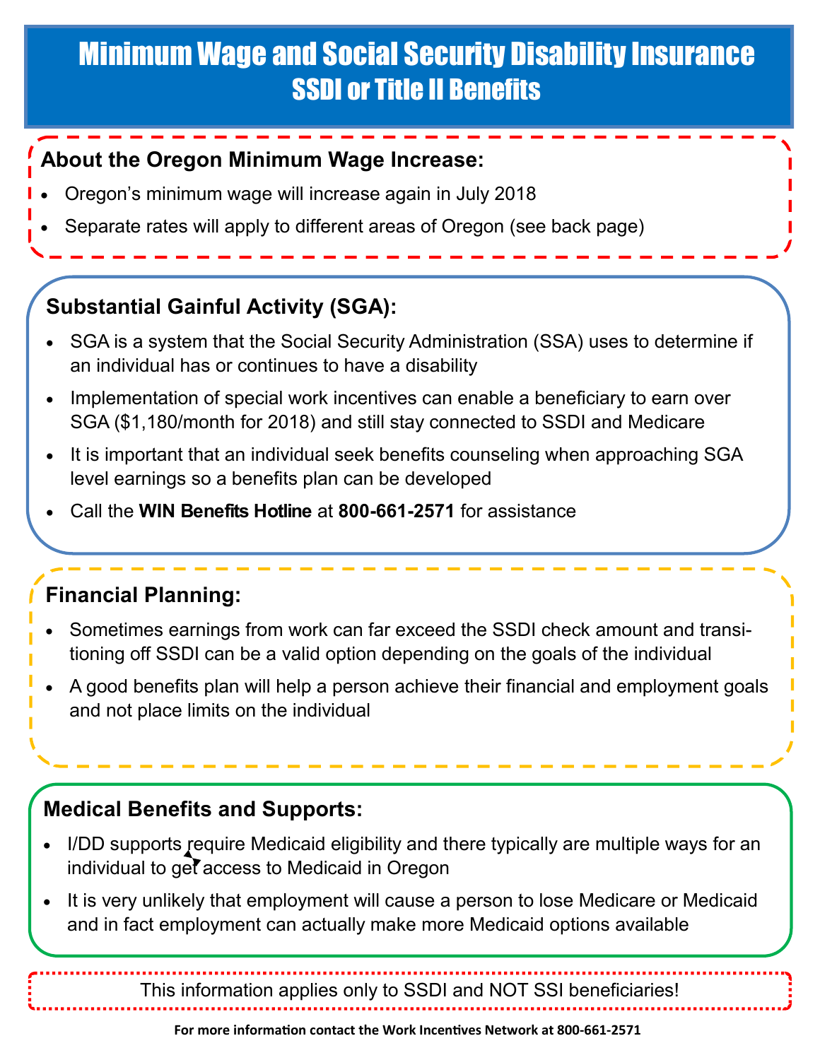# Minimum Wage and Social Security Disability Insurance
## SSDI or Title II Benefits

### About the Oregon Minimum Wage Increase:

- Oregon's minimum wage will increase again in July 2018
- Separate rates will apply to different areas of Oregon (see back page)

### Substantial Gainful Activity (SGA):

- SGA is a system that the Social Security Administration (SSA) uses to determine if an individual has or continues to have a disability
- Implementation of special work incentives can enable a beneficiary to earn over SGA ($1,180/month for 2018) and still stay connected to SSDI and Medicare
- It is important that an individual seek benefits counseling when approaching SGA level earnings so a benefits plan can be developed
- Call the **WIN Benefits Hotline** at **800-661-2571** for assistance

### Financial Planning:

- Sometimes earnings from work can far exceed the SSDI check amount and transitioning off SSDI can be a valid option depending on the goals of the individual
- A good benefits plan will help a person achieve their financial and employment goals and not place limits on the individual

### Medical Benefits and Supports:

- I/DD supports require Medicaid eligibility and there typically are multiple ways for an individual to get access to Medicaid in Oregon
- It is very unlikely that employment will cause a person to lose Medicare or Medicaid and in fact employment can actually make more Medicaid options available

This information applies only to SSDI and NOT SSI beneficiaries!

**For more information contact the Work Incentives Network at 800-661-2571**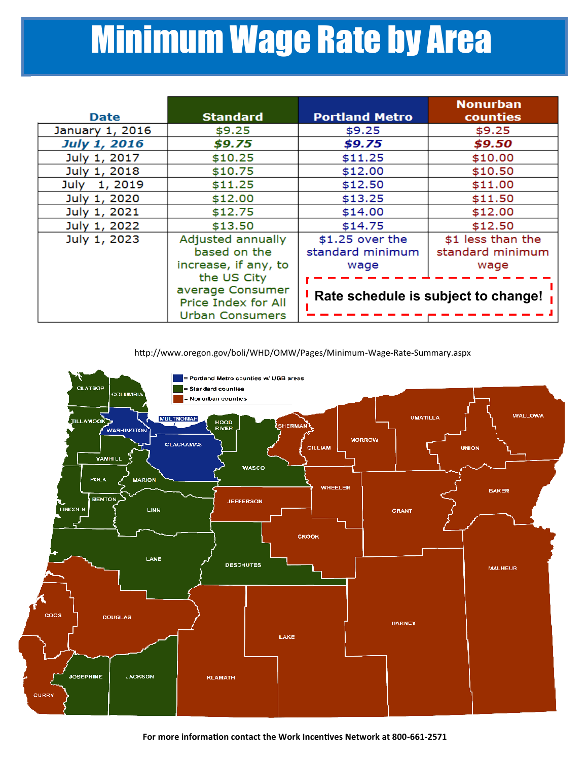# Minimum Wage Rate by Area

| Date | Standard | Portland Metro | Nonurban counties |
|---|---|---|---|
| January 1, 2016 | $9.25 | $9.25 | $9.25 |
| ***July 1, 2016*** | ***$9.75*** | ***$9.75*** | ***$9.50*** |
| July 1, 2017 | $10.25 | $11.25 | $10.00 |
| July 1, 2018 | $10.75 | $12.00 | $10.50 |
| July 1, 2019 | $11.25 | $12.50 | $11.00 |
| July 1, 2020 | $12.00 | $13.25 | $11.50 |
| July 1, 2021 | $12.75 | $14.00 | $12.00 |
| July 1, 2022 | $13.50 | $14.75 | $12.50 |
| July 1, 2023 | Adjusted annually based on the increase, if any, to the US City average Consumer Price Index for All Urban Consumers | $1.25 over the standard minimum wage | $1 less than the standard minimum wage |

**Rate schedule is subject to change!**

http://www.oregon.gov/boli/WHD/OMW/Pages/Minimum-Wage-Rate-Summary.aspx

= Portland Metro counties w/ UGB areas
= Standard counties
= Nonurban counties

CLATSOP
COLUMBIA
TILLAMOOK
WASHINGTON
MULTNOMAH
HOOD RIVER
SHERMAN
UMATILLA
WALLOWA
CLACKAMAS
GILLIAM
MORROW
UNION
YAMHILL
WASCO
POLK
MARION
WHEELER
BAKER
BENTON
JEFFERSON
LINCOLN
LINN
GRANT
CROOK
LANE
DESCHUTES
MALHEUR
COOS
DOUGLAS
HARNEY
LAKE
JOSEPHINE
JACKSON
KLAMATH
CURRY

**For more information contact the Work Incentives Network at 800-661-2571**